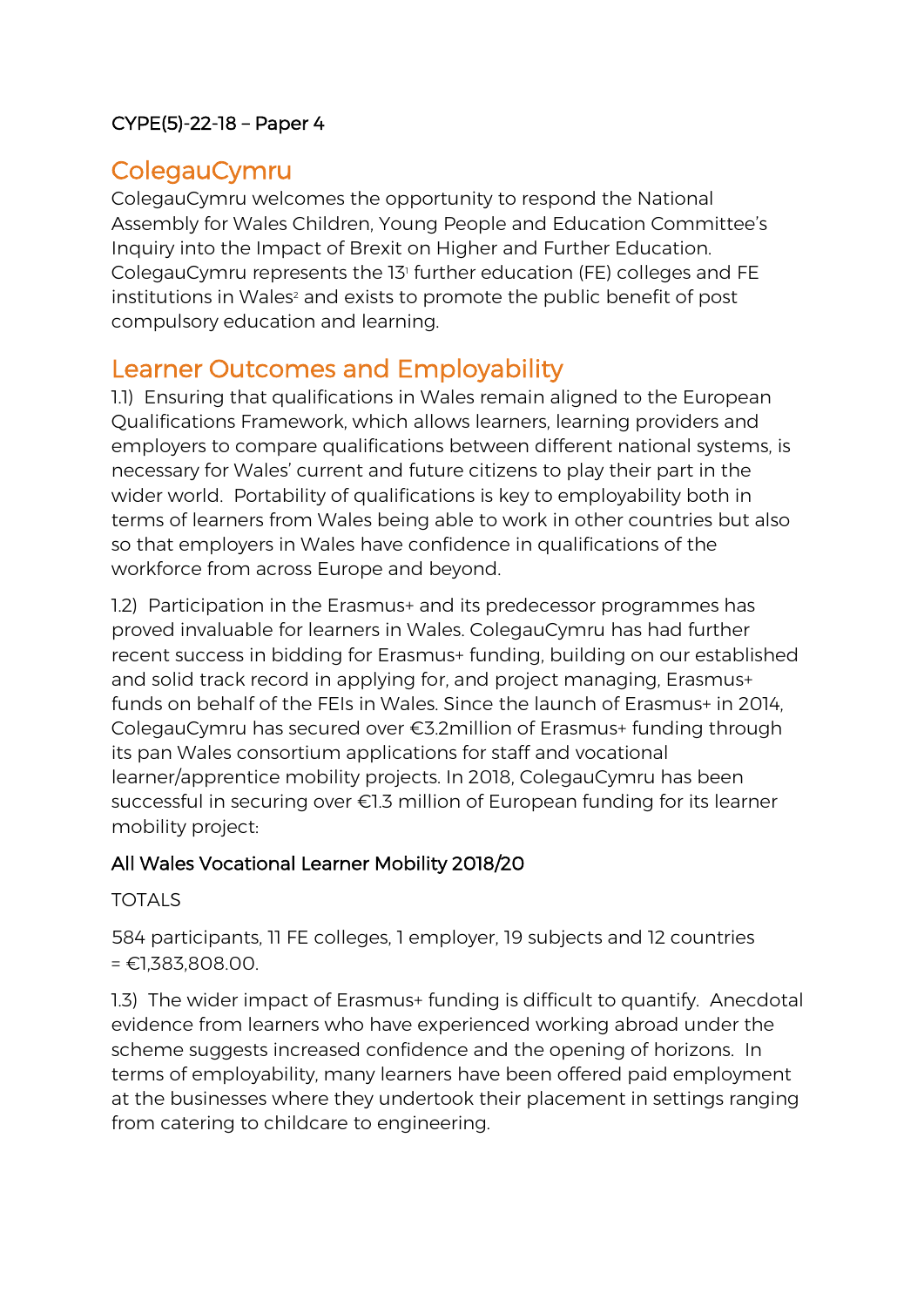CYPE(5)-22-18 – Paper 4

## ColegauCymru

ColegauCymru welcomes the opportunity to respond the National Assembly for Wales Children, Young People and Education Committee's Inquiry into the Impact of Brexit on Higher and Further Education. ColegauCymru represents the 13[1] further education (FE) colleges and FE institutions in Wales[2] and exists to promote the public benefit of post compulsory education and learning.

## Learner Outcomes and Employability

1.1) Ensuring that qualifications in Wales remain aligned to the European Qualifications Framework, which allows learners, learning providers and employers to compare qualifications between different national systems, is necessary for Wales' current and future citizens to play their part in the wider world. Portability of qualifications is key to employability both in terms of learners from Wales being able to work in other countries but also so that employers in Wales have confidence in qualifications of the workforce from across Europe and beyond.

1.2) Participation in the Erasmus+ and its predecessor programmes has proved invaluable for learners in Wales. ColegauCymru has had further recent success in bidding for Erasmus+ funding, building on our established and solid track record in applying for, and project managing, Erasmus+ funds on behalf of the FEIs in Wales. Since the launch of Erasmus+ in 2014, ColegauCymru has secured over €3.2million of Erasmus+ funding through its pan Wales consortium applications for staff and vocational learner/apprentice mobility projects. In 2018, ColegauCymru has been successful in securing over €1.3 million of European funding for its learner mobility project:

All Wales Vocational Learner Mobility 2018/20

TOTALS

584 participants, 11 FE colleges, 1 employer, 19 subjects and 12 countries = €1,383,808.00.

1.3) The wider impact of Erasmus+ funding is difficult to quantify. Anecdotal evidence from learners who have experienced working abroad under the scheme suggests increased confidence and the opening of horizons. In terms of employability, many learners have been offered paid employment at the businesses where they undertook their placement in settings ranging from catering to childcare to engineering.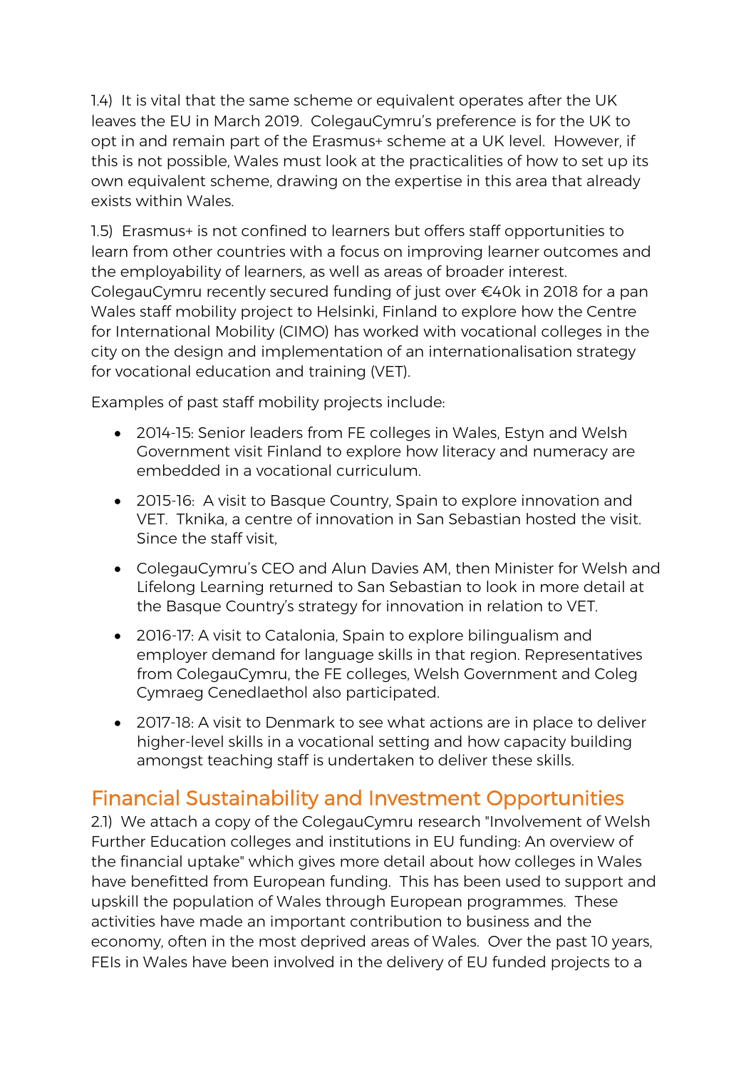1.4) It is vital that the same scheme or equivalent operates after the UK leaves the EU in March 2019. ColegauCymru's preference is for the UK to opt in and remain part of the Erasmus+ scheme at a UK level. However, if this is not possible, Wales must look at the practicalities of how to set up its own equivalent scheme, drawing on the expertise in this area that already exists within Wales.

1.5) Erasmus+ is not confined to learners but offers staff opportunities to learn from other countries with a focus on improving learner outcomes and the employability of learners, as well as areas of broader interest. ColegauCymru recently secured funding of just over €40k in 2018 for a pan Wales staff mobility project to Helsinki, Finland to explore how the Centre for International Mobility (CIMO) has worked with vocational colleges in the city on the design and implementation of an internationalisation strategy for vocational education and training (VET).

Examples of past staff mobility projects include:

- 2014-15: Senior leaders from FE colleges in Wales, Estyn and Welsh Government visit Finland to explore how literacy and numeracy are embedded in a vocational curriculum.
- 2015-16: A visit to Basque Country, Spain to explore innovation and VET. Tknika, a centre of innovation in San Sebastian hosted the visit. Since the staff visit,
- ColegauCymru's CEO and Alun Davies AM, then Minister for Welsh and Lifelong Learning returned to San Sebastian to look in more detail at the Basque Country's strategy for innovation in relation to VET.
- 2016-17: A visit to Catalonia, Spain to explore bilingualism and employer demand for language skills in that region. Representatives from ColegauCymru, the FE colleges, Welsh Government and Coleg Cymraeg Cenedlaethol also participated.
- 2017-18: A visit to Denmark to see what actions are in place to deliver higher-level skills in a vocational setting and how capacity building amongst teaching staff is undertaken to deliver these skills.

## Financial Sustainability and Investment Opportunities

2.1) We attach a copy of the ColegauCymru research "Involvement of Welsh Further Education colleges and institutions in EU funding: An overview of the financial uptake" which gives more detail about how colleges in Wales have benefitted from European funding. This has been used to support and upskill the population of Wales through European programmes. These activities have made an important contribution to business and the economy, often in the most deprived areas of Wales. Over the past 10 years, FEIs in Wales have been involved in the delivery of EU funded projects to a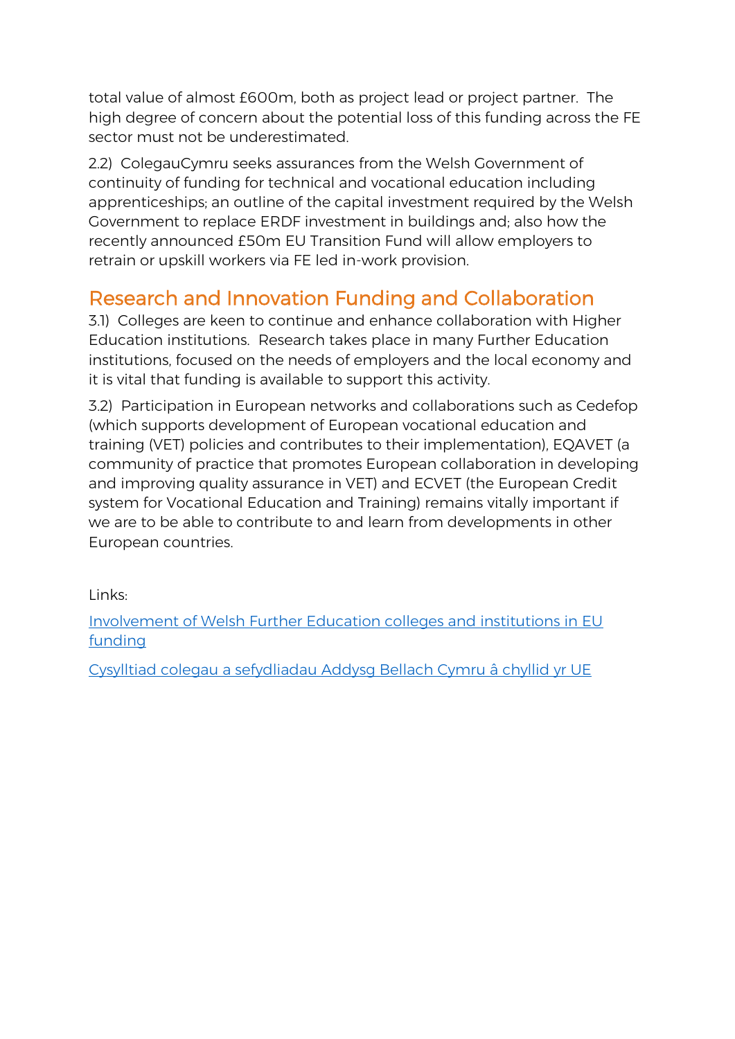total value of almost £600m, both as project lead or project partner. The high degree of concern about the potential loss of this funding across the FE sector must not be underestimated.

2.2) ColegauCymru seeks assurances from the Welsh Government of continuity of funding for technical and vocational education including apprenticeships; an outline of the capital investment required by the Welsh Government to replace ERDF investment in buildings and; also how the recently announced £50m EU Transition Fund will allow employers to retrain or upskill workers via FE led in-work provision.

## Research and Innovation Funding and Collaboration

3.1) Colleges are keen to continue and enhance collaboration with Higher Education institutions. Research takes place in many Further Education institutions, focused on the needs of employers and the local economy and it is vital that funding is available to support this activity.

3.2) Participation in European networks and collaborations such as Cedefop (which supports development of European vocational education and training (VET) policies and contributes to their implementation), EQAVET (a community of practice that promotes European collaboration in developing and improving quality assurance in VET) and ECVET (the European Credit system for Vocational Education and Training) remains vitally important if we are to be able to contribute to and learn from developments in other European countries.

Links:

Involvement of Welsh Further Education colleges and institutions in EU funding

Cysylltiad colegau a sefydliadau Addysg Bellach Cymru â chyllid yr UE